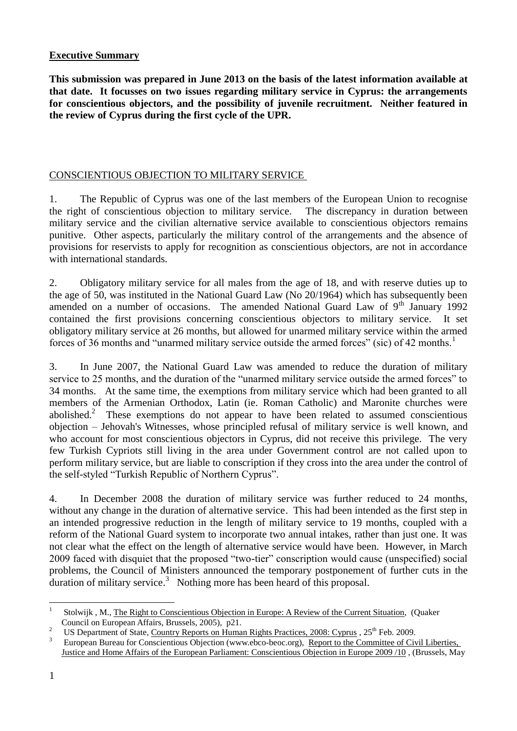## Executive Summary

**This submission was prepared in June 2013 on the basis of the latest information available at that date. It focusses on two issues regarding military service in Cyprus: the arrangements for conscientious objectors, and the possibility of juvenile recruitment. Neither featured in the review of Cyprus during the first cycle of the UPR.**

### CONSCIENTIOUS OBJECTION TO MILITARY SERVICE

1. The Republic of Cyprus was one of the last members of the European Union to recognise the right of conscientious objection to military service. The discrepancy in duration between military service and the civilian alternative service available to conscientious objectors remains punitive. Other aspects, particularly the military control of the arrangements and the absence of provisions for reservists to apply for recognition as conscientious objectors, are not in accordance with international standards.

2. Obligatory military service for all males from the age of 18, and with reserve duties up to the age of 50, was instituted in the National Guard Law (No 20/1964) which has subsequently been amended on a number of occasions. The amended National Guard Law of 9th January 1992 contained the first provisions concerning conscientious objectors to military service. It set obligatory military service at 26 months, but allowed for unarmed military service within the armed forces of 36 months and "unarmed military service outside the armed forces" (sic) of 42 months.[1]

3. In June 2007, the National Guard Law was amended to reduce the duration of military service to 25 months, and the duration of the "unarmed military service outside the armed forces" to 34 months. At the same time, the exemptions from military service which had been granted to all members of the Armenian Orthodox, Latin (ie. Roman Catholic) and Maronite churches were abolished.[2] These exemptions do not appear to have been related to assumed conscientious objection – Jehovah's Witnesses, whose principled refusal of military service is well known, and who account for most conscientious objectors in Cyprus, did not receive this privilege. The very few Turkish Cypriots still living in the area under Government control are not called upon to perform military service, but are liable to conscription if they cross into the area under the control of the self-styled "Turkish Republic of Northern Cyprus".

4. In December 2008 the duration of military service was further reduced to 24 months, without any change in the duration of alternative service. This had been intended as the first step in an intended progressive reduction in the length of military service to 19 months, coupled with a reform of the National Guard system to incorporate two annual intakes, rather than just one. It was not clear what the effect on the length of alternative service would have been. However, in March 2009 faced with disquiet that the proposed "two-tier" conscription would cause (unspecified) social problems, the Council of Ministers announced the temporary postponement of further cuts in the duration of military service.[3] Nothing more has been heard of this proposal.

---

[1] Stolwijk , M., The Right to Conscientious Objection in Europe: A Review of the Current Situation, (Quaker Council on European Affairs, Brussels, 2005), p21.

[2] US Department of State, Country Reports on Human Rights Practices, 2008: Cyprus , 25th Feb. 2009.

[3] European Bureau for Conscientious Objection (www.ebco-beoc.org), Report to the Committee of Civil Liberties, Justice and Home Affairs of the European Parliament: Conscientious Objection in Europe 2009 /10 , (Brussels, May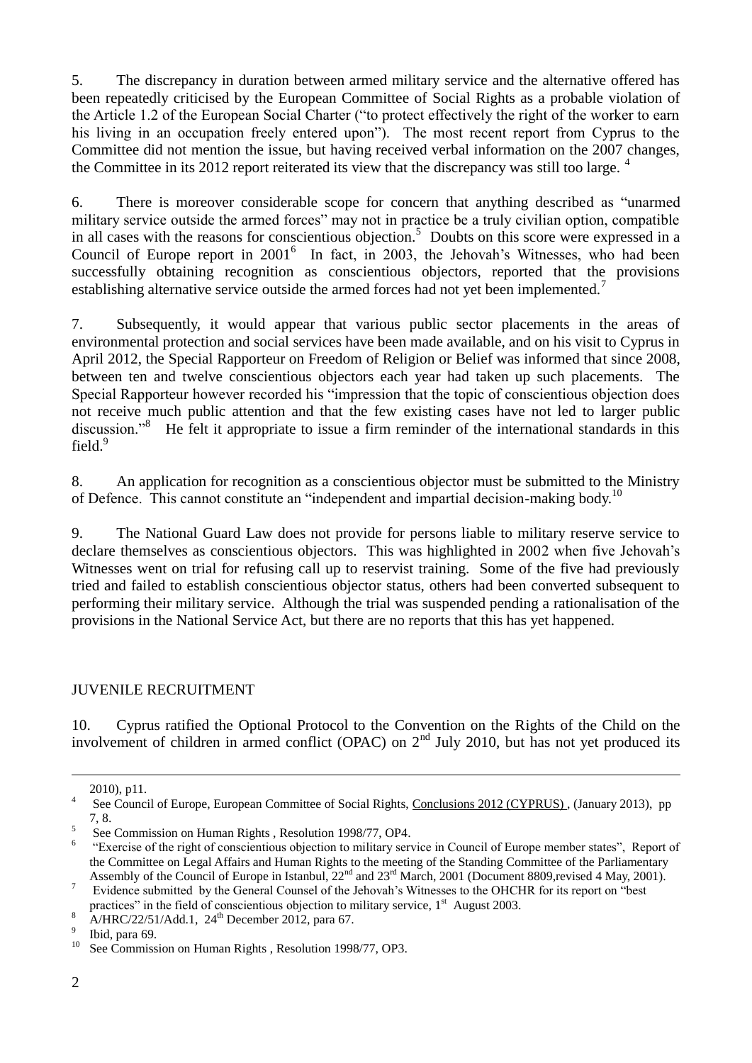5. The discrepancy in duration between armed military service and the alternative offered has been repeatedly criticised by the European Committee of Social Rights as a probable violation of the Article 1.2 of the European Social Charter ("to protect effectively the right of the worker to earn his living in an occupation freely entered upon"). The most recent report from Cyprus to the Committee did not mention the issue, but having received verbal information on the 2007 changes, the Committee in its 2012 report reiterated its view that the discrepancy was still too large. [4]

6. There is moreover considerable scope for concern that anything described as "unarmed military service outside the armed forces" may not in practice be a truly civilian option, compatible in all cases with the reasons for conscientious objection.[5] Doubts on this score were expressed in a Council of Europe report in 2001[6] In fact, in 2003, the Jehovah's Witnesses, who had been successfully obtaining recognition as conscientious objectors, reported that the provisions establishing alternative service outside the armed forces had not yet been implemented.[7]

7. Subsequently, it would appear that various public sector placements in the areas of environmental protection and social services have been made available, and on his visit to Cyprus in April 2012, the Special Rapporteur on Freedom of Religion or Belief was informed that since 2008, between ten and twelve conscientious objectors each year had taken up such placements. The Special Rapporteur however recorded his "impression that the topic of conscientious objection does not receive much public attention and that the few existing cases have not led to larger public discussion."[8] He felt it appropriate to issue a firm reminder of the international standards in this field.[9]

8. An application for recognition as a conscientious objector must be submitted to the Ministry of Defence. This cannot constitute an "independent and impartial decision-making body.[10]

9. The National Guard Law does not provide for persons liable to military reserve service to declare themselves as conscientious objectors. This was highlighted in 2002 when five Jehovah's Witnesses went on trial for refusing call up to reservist training. Some of the five had previously tried and failed to establish conscientious objector status, others had been converted subsequent to performing their military service. Although the trial was suspended pending a rationalisation of the provisions in the National Service Act, but there are no reports that this has yet happened.

## JUVENILE RECRUITMENT

10. Cyprus ratified the Optional Protocol to the Convention on the Rights of the Child on the involvement of children in armed conflict (OPAC) on 2nd July 2010, but has not yet produced its

---

2010), p11.

[4] See Council of Europe, European Committee of Social Rights, Conclusions 2012 (CYPRUS) , (January 2013), pp 7, 8.

[5] See Commission on Human Rights , Resolution 1998/77, OP4.

[6] "Exercise of the right of conscientious objection to military service in Council of Europe member states", Report of the Committee on Legal Affairs and Human Rights to the meeting of the Standing Committee of the Parliamentary Assembly of the Council of Europe in Istanbul, 22nd and 23rd March, 2001 (Document 8809,revised 4 May, 2001).

[7] Evidence submitted by the General Counsel of the Jehovah's Witnesses to the OHCHR for its report on "best practices" in the field of conscientious objection to military service, 1st August 2003.

[8] A/HRC/22/51/Add.1, 24th December 2012, para 67.

[9] Ibid, para 69.

[10] See Commission on Human Rights , Resolution 1998/77, OP3.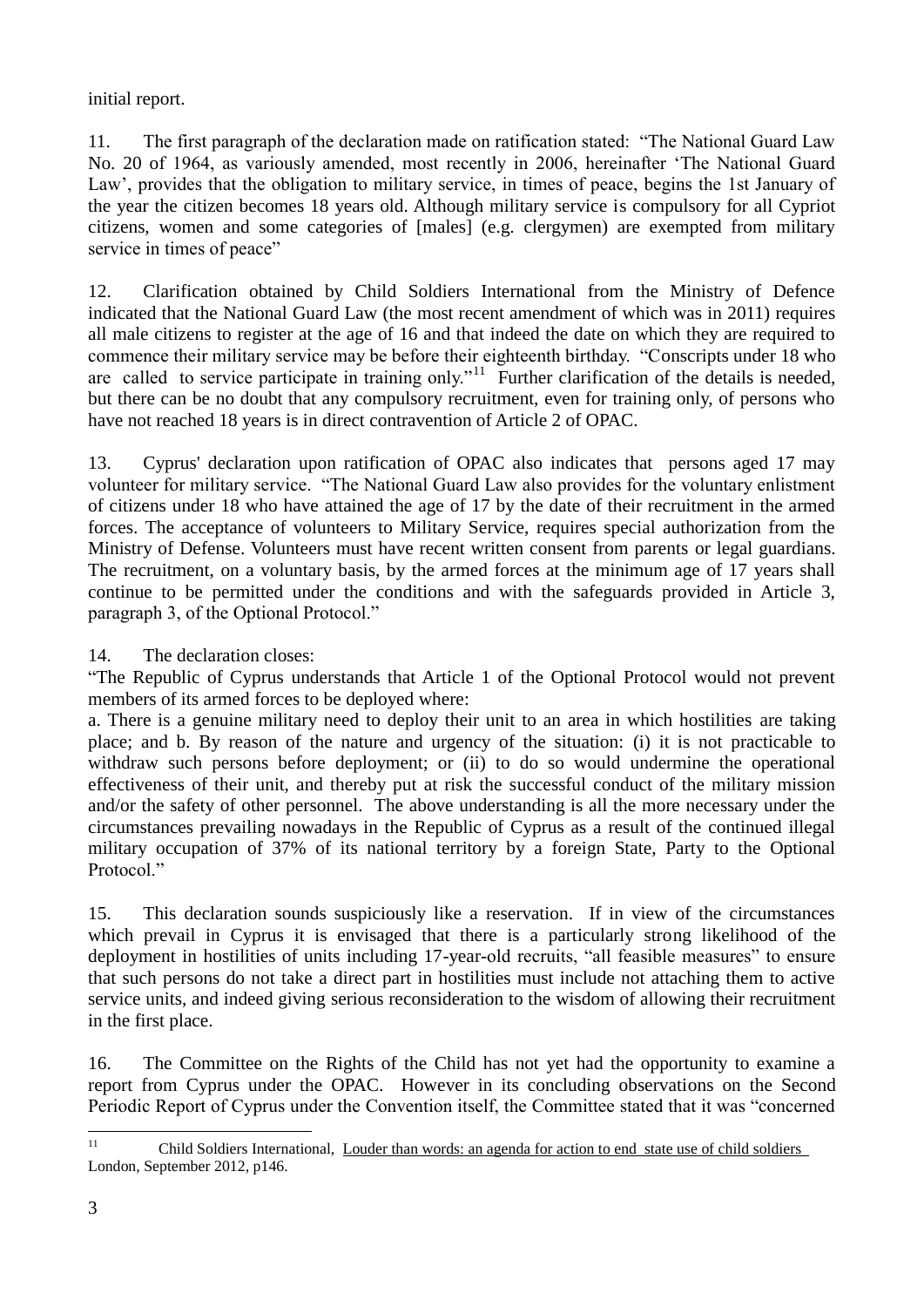initial report.

11. The first paragraph of the declaration made on ratification stated: "The National Guard Law No. 20 of 1964, as variously amended, most recently in 2006, hereinafter 'The National Guard Law', provides that the obligation to military service, in times of peace, begins the 1st January of the year the citizen becomes 18 years old. Although military service is compulsory for all Cypriot citizens, women and some categories of [males] (e.g. clergymen) are exempted from military service in times of peace"

12. Clarification obtained by Child Soldiers International from the Ministry of Defence indicated that the National Guard Law (the most recent amendment of which was in 2011) requires all male citizens to register at the age of 16 and that indeed the date on which they are required to commence their military service may be before their eighteenth birthday. "Conscripts under 18 who are called to service participate in training only."[11] Further clarification of the details is needed, but there can be no doubt that any compulsory recruitment, even for training only, of persons who have not reached 18 years is in direct contravention of Article 2 of OPAC.

13. Cyprus' declaration upon ratification of OPAC also indicates that persons aged 17 may volunteer for military service. "The National Guard Law also provides for the voluntary enlistment of citizens under 18 who have attained the age of 17 by the date of their recruitment in the armed forces. The acceptance of volunteers to Military Service, requires special authorization from the Ministry of Defense. Volunteers must have recent written consent from parents or legal guardians. The recruitment, on a voluntary basis, by the armed forces at the minimum age of 17 years shall continue to be permitted under the conditions and with the safeguards provided in Article 3, paragraph 3, of the Optional Protocol."

14. The declaration closes:
"The Republic of Cyprus understands that Article 1 of the Optional Protocol would not prevent members of its armed forces to be deployed where:
a. There is a genuine military need to deploy their unit to an area in which hostilities are taking place; and b. By reason of the nature and urgency of the situation: (i) it is not practicable to withdraw such persons before deployment; or (ii) to do so would undermine the operational effectiveness of their unit, and thereby put at risk the successful conduct of the military mission and/or the safety of other personnel. The above understanding is all the more necessary under the circumstances prevailing nowadays in the Republic of Cyprus as a result of the continued illegal military occupation of 37% of its national territory by a foreign State, Party to the Optional Protocol."

15. This declaration sounds suspiciously like a reservation. If in view of the circumstances which prevail in Cyprus it is envisaged that there is a particularly strong likelihood of the deployment in hostilities of units including 17-year-old recruits, "all feasible measures" to ensure that such persons do not take a direct part in hostilities must include not attaching them to active service units, and indeed giving serious reconsideration to the wisdom of allowing their recruitment in the first place.

16. The Committee on the Rights of the Child has not yet had the opportunity to examine a report from Cyprus under the OPAC. However in its concluding observations on the Second Periodic Report of Cyprus under the Convention itself, the Committee stated that it was "concerned

---

[11] Child Soldiers International, Louder than words: an agenda for action to end state use of child soldiers London, September 2012, p146.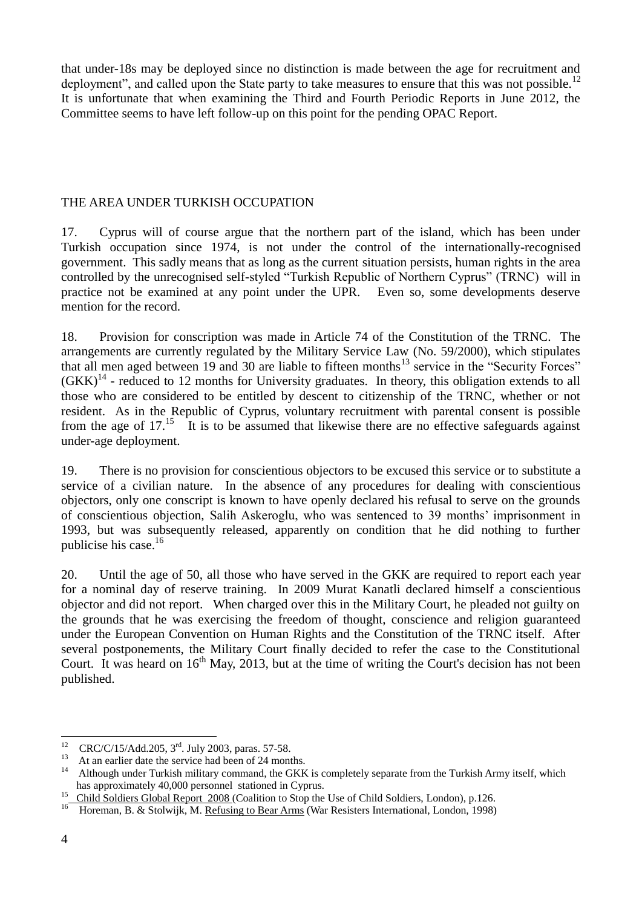that under-18s may be deployed since no distinction is made between the age for recruitment and deployment", and called upon the State party to take measures to ensure that this was not possible.[12] It is unfortunate that when examining the Third and Fourth Periodic Reports in June 2012, the Committee seems to have left follow-up on this point for the pending OPAC Report.

## THE AREA UNDER TURKISH OCCUPATION

17. Cyprus will of course argue that the northern part of the island, which has been under Turkish occupation since 1974, is not under the control of the internationally-recognised government. This sadly means that as long as the current situation persists, human rights in the area controlled by the unrecognised self-styled "Turkish Republic of Northern Cyprus" (TRNC) will in practice not be examined at any point under the UPR. Even so, some developments deserve mention for the record.

18. Provision for conscription was made in Article 74 of the Constitution of the TRNC. The arrangements are currently regulated by the Military Service Law (No. 59/2000), which stipulates that all men aged between 19 and 30 are liable to fifteen months[13] service in the "Security Forces" (GKK)[14] - reduced to 12 months for University graduates. In theory, this obligation extends to all those who are considered to be entitled by descent to citizenship of the TRNC, whether or not resident. As in the Republic of Cyprus, voluntary recruitment with parental consent is possible from the age of 17.[15] It is to be assumed that likewise there are no effective safeguards against under-age deployment.

19. There is no provision for conscientious objectors to be excused this service or to substitute a service of a civilian nature. In the absence of any procedures for dealing with conscientious objectors, only one conscript is known to have openly declared his refusal to serve on the grounds of conscientious objection, Salih Askeroglu, who was sentenced to 39 months' imprisonment in 1993, but was subsequently released, apparently on condition that he did nothing to further publicise his case.[16]

20. Until the age of 50, all those who have served in the GKK are required to report each year for a nominal day of reserve training. In 2009 Murat Kanatli declared himself a conscientious objector and did not report. When charged over this in the Military Court, he pleaded not guilty on the grounds that he was exercising the freedom of thought, conscience and religion guaranteed under the European Convention on Human Rights and the Constitution of the TRNC itself. After several postponements, the Military Court finally decided to refer the case to the Constitutional Court. It was heard on 16th May, 2013, but at the time of writing the Court's decision has not been published.

---

[12] CRC/C/15/Add.205, 3rd. July 2003, paras. 57-58.

[13] At an earlier date the service had been of 24 months.

[14] Although under Turkish military command, the GKK is completely separate from the Turkish Army itself, which has approximately 40,000 personnel stationed in Cyprus.

[15] Child Soldiers Global Report 2008 (Coalition to Stop the Use of Child Soldiers, London), p.126.

[16] Horeman, B. & Stolwijk, M. Refusing to Bear Arms (War Resisters International, London, 1998)